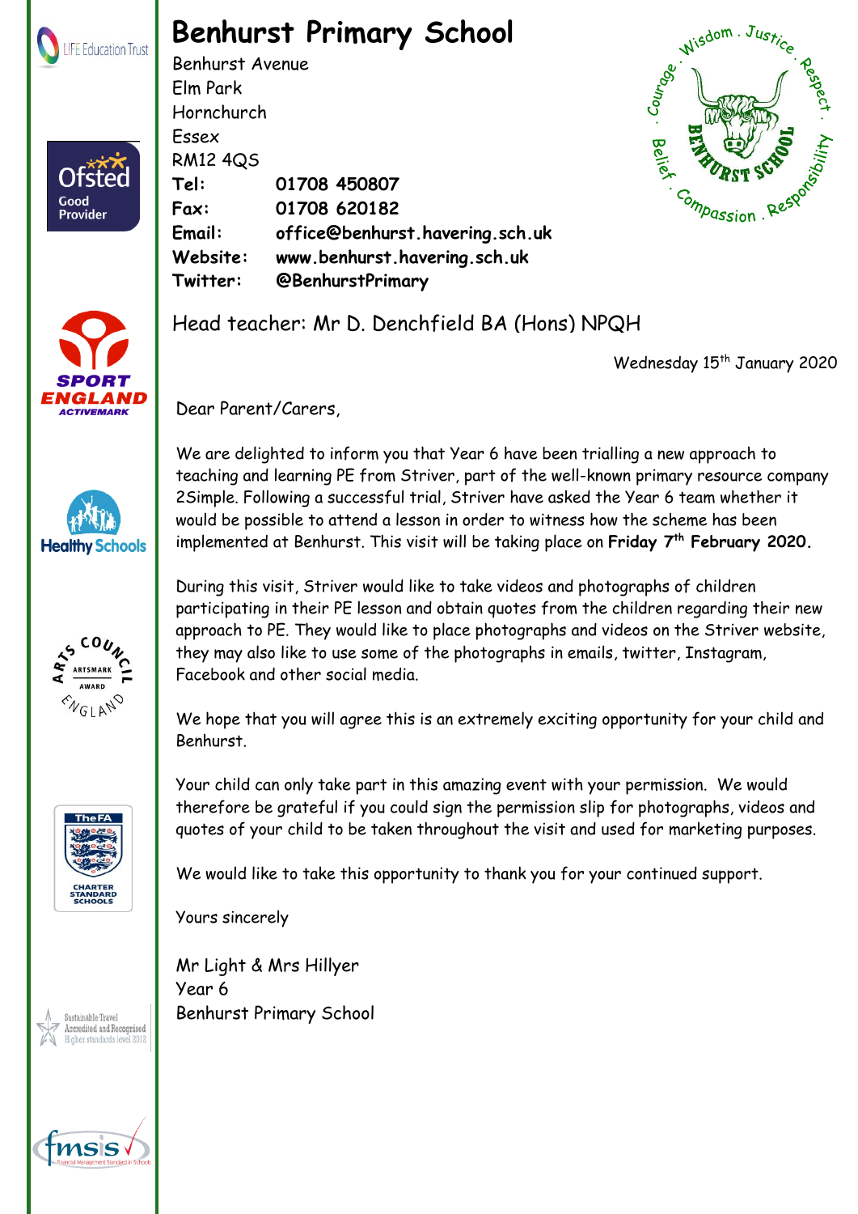# Benhurst Primary School

Benhurst Avenue
Elm Park
Hornchurch
Essex
RM12 4QS

**Tel:** **01708 450807**
**Fax:** **01708 620182**
**Email:** **office@benhurst.havering.sch.uk**
**Website:** **www.benhurst.havering.sch.uk**
**Twitter:** **@BenhurstPrimary**

Head teacher: Mr D. Denchfield BA (Hons) NPQH

Wednesday 15th January 2020

Dear Parent/Carers,

We are delighted to inform you that Year 6 have been trialling a new approach to teaching and learning PE from Striver, part of the well-known primary resource company 2Simple. Following a successful trial, Striver have asked the Year 6 team whether it would be possible to attend a lesson in order to witness how the scheme has been implemented at Benhurst. This visit will be taking place on **Friday 7th February 2020.**

During this visit, Striver would like to take videos and photographs of children participating in their PE lesson and obtain quotes from the children regarding their new approach to PE. They would like to place photographs and videos on the Striver website, they may also like to use some of the photographs in emails, twitter, Instagram, Facebook and other social media.

We hope that you will agree this is an extremely exciting opportunity for your child and Benhurst.

Your child can only take part in this amazing event with your permission. We would therefore be grateful if you could sign the permission slip for photographs, videos and quotes of your child to be taken throughout the visit and used for marketing purposes.

We would like to take this opportunity to thank you for your continued support.

Yours sincerely

Mr Light & Mrs Hillyer
Year 6
Benhurst Primary School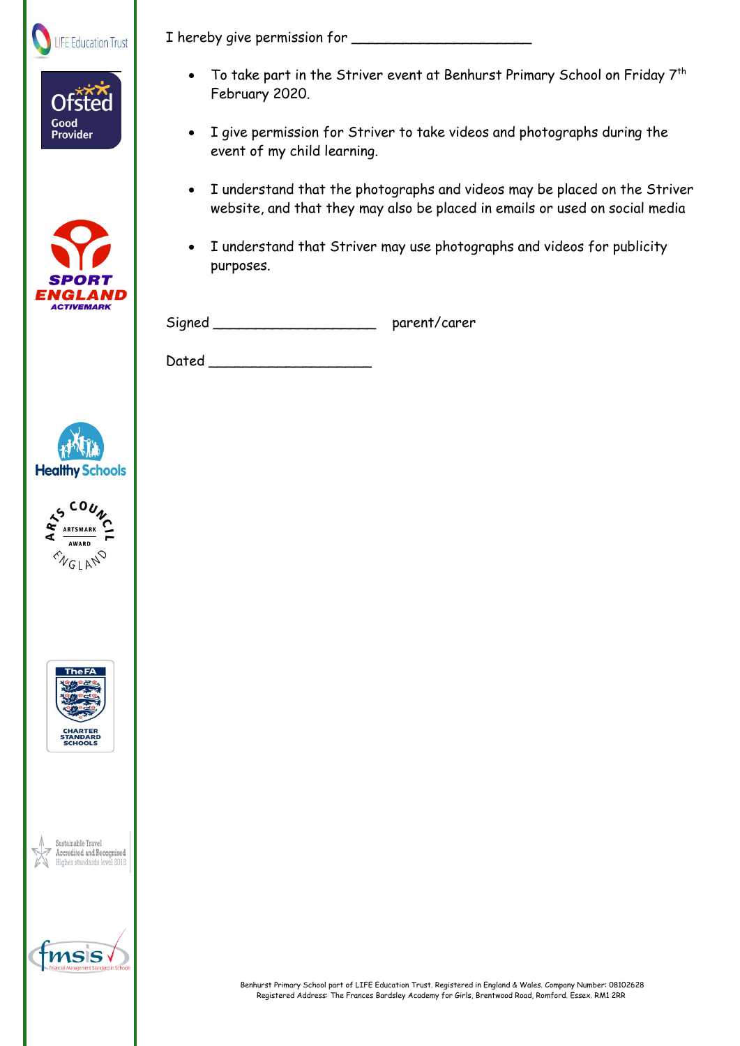I hereby give permission for ______________________

- To take part in the Striver event at Benhurst Primary School on Friday 7th February 2020.
- I give permission for Striver to take videos and photographs during the event of my child learning.
- I understand that the photographs and videos may be placed on the Striver website, and that they may also be placed in emails or used on social media
- I understand that Striver may use photographs and videos for publicity purposes.

Signed ____________________ parent/carer

Dated ____________________

Benhurst Primary School part of LIFE Education Trust. Registered in England & Wales. Company Number: 08102628
Registered Address: The Frances Bardsley Academy for Girls, Brentwood Road, Romford. Essex. RM1 2RR